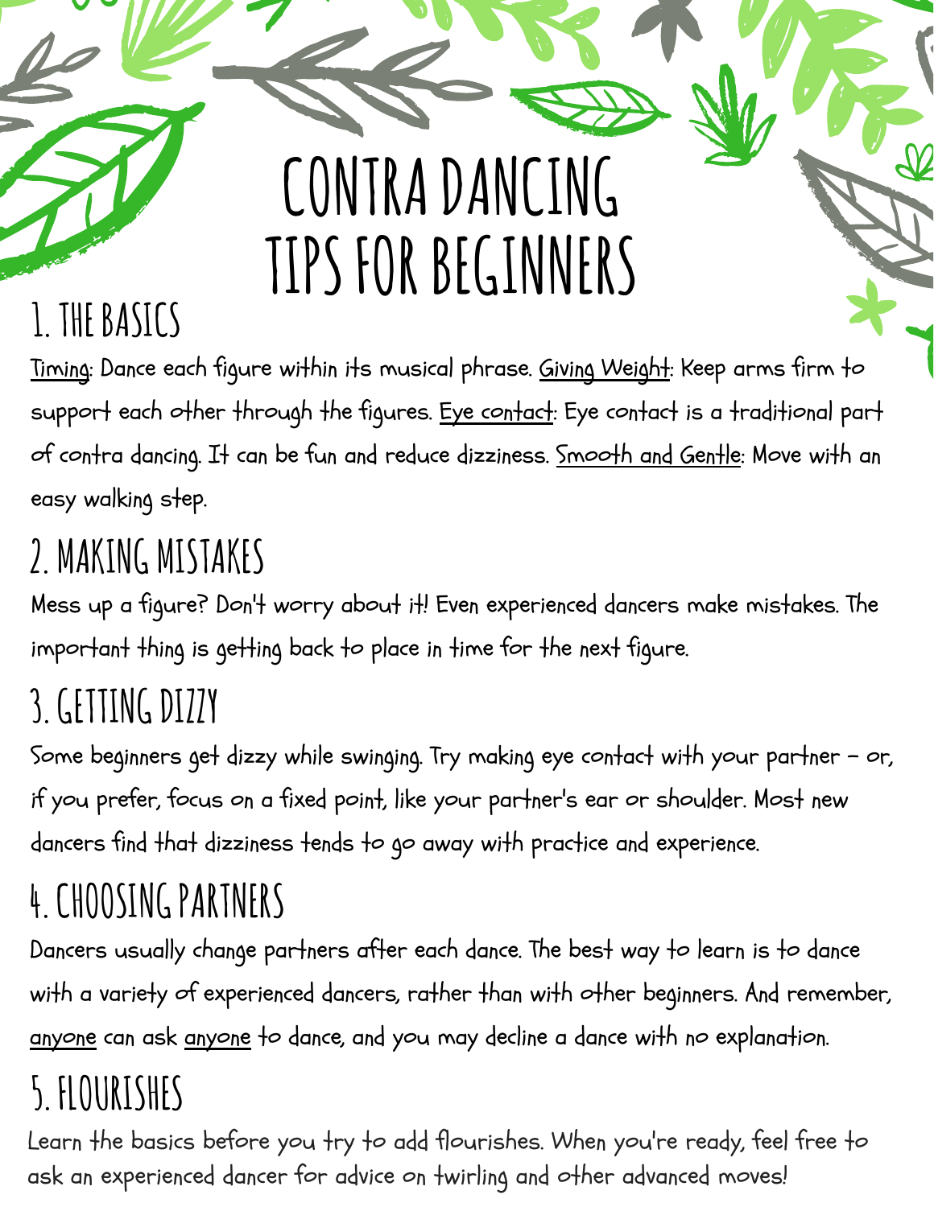# CONTRA DANCING TIPS FOR BEGINNERS

## 1. THE BASICS

Timing: Dance each figure within its musical phrase. Giving Weight: Keep arms firm to support each other through the figures. Eye contact: Eye contact is a traditional part of contra dancing. It can be fun and reduce dizziness. Smooth and Gentle: Move with an easy walking step.

## 2. MAKING MISTAKES

Mess up a figure? Don't worry about it! Even experienced dancers make mistakes. The important thing is getting back to place in time for the next figure.

## 3. GETTING DIZZY

Some beginners get dizzy while swinging. Try making eye contact with your partner – or, if you prefer, focus on a fixed point, like your partner's ear or shoulder. Most new dancers find that dizziness tends to go away with practice and experience.

## 4. CHOOSING PARTNERS

Dancers usually change partners after each dance. The best way to learn is to dance with a variety of experienced dancers, rather than with other beginners. And remember, anyone can ask anyone to dance, and you may decline a dance with no explanation.

## 5. FLOURISHES

Learn the basics before you try to add flourishes. When you're ready, feel free to ask an experienced dancer for advice on twirling and other advanced moves!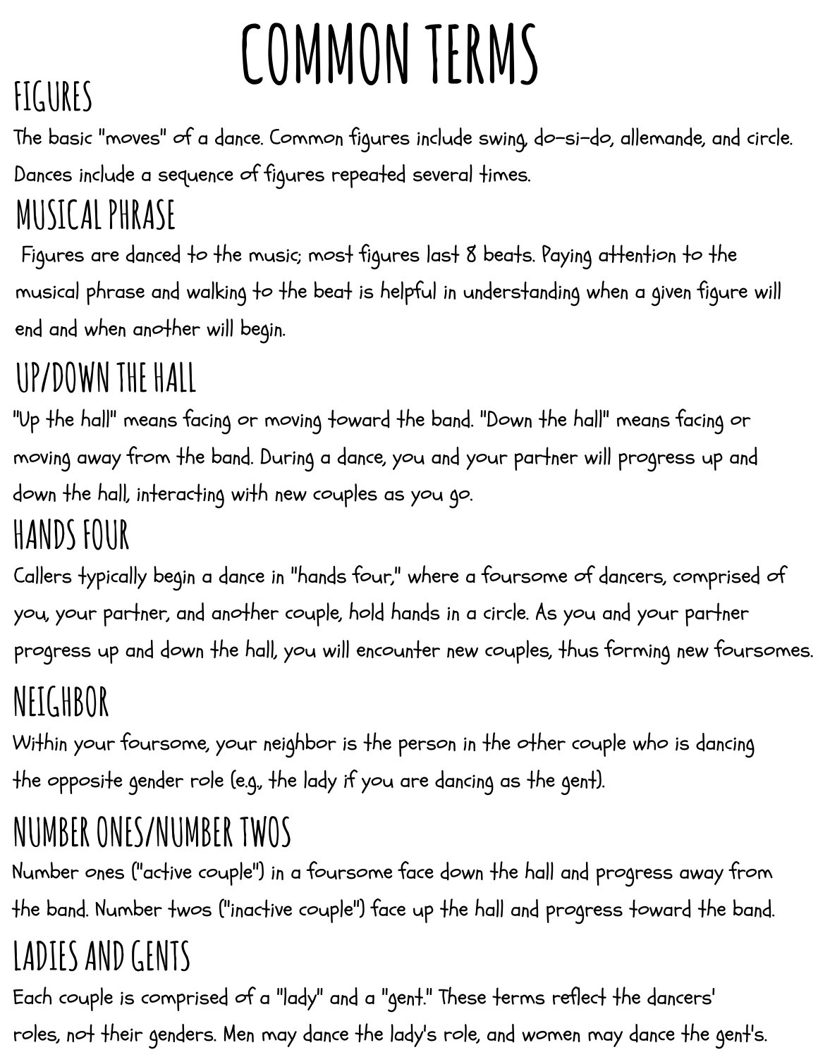# COMMON TERMS

## FIGURES

The basic "moves" of a dance. Common figures include swing, do-si-do, allemande, and circle. Dances include a sequence of figures repeated several times.

## MUSICAL PHRASE

Figures are danced to the music; most figures last 8 beats. Paying attention to the musical phrase and walking to the beat is helpful in understanding when a given figure will end and when another will begin.

## UP/DOWN THE HALL

"Up the hall" means facing or moving toward the band. "Down the hall" means facing or moving away from the band. During a dance, you and your partner will progress up and down the hall, interacting with new couples as you go.

## HANDS FOUR

Callers typically begin a dance in "hands four," where a foursome of dancers, comprised of you, your partner, and another couple, hold hands in a circle. As you and your partner progress up and down the hall, you will encounter new couples, thus forming new foursomes.

## NEIGHBOR

Within your foursome, your neighbor is the person in the other couple who is dancing the opposite gender role (e.g., the lady if you are dancing as the gent).

## NUMBER ONES/NUMBER TWOS

Number ones ("active couple") in a foursome face down the hall and progress away from the band. Number twos ("inactive couple") face up the hall and progress toward the band.

## LADIES AND GENTS

Each couple is comprised of a "lady" and a "gent." These terms reflect the dancers' roles, not their genders. Men may dance the lady's role, and women may dance the gent's.